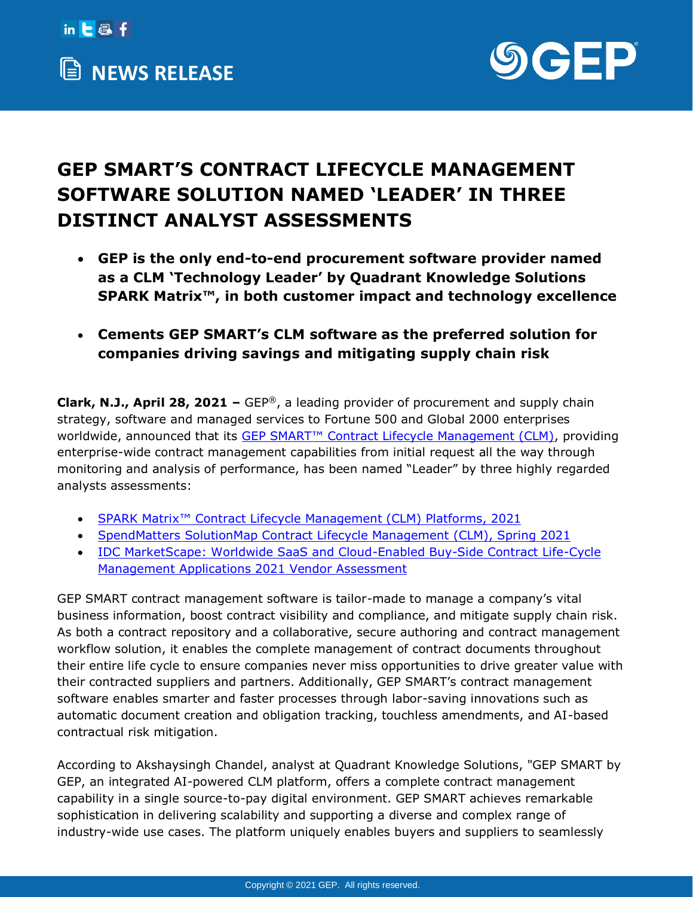# NEWS RELEASE

# GEP SMART'S CONTRACT LIFECYCLE MANAGEMENT SOFTWARE SOLUTION NAMED 'LEADER' IN THREE DISTINCT ANALYST ASSESSMENTS

- **GEP is the only end-to-end procurement software provider named as a CLM 'Technology Leader' by Quadrant Knowledge Solutions SPARK Matrix™, in both customer impact and technology excellence**
- **Cements GEP SMART's CLM software as the preferred solution for companies driving savings and mitigating supply chain risk**

**Clark, N.J., April 28, 2021 –** GEP®, a leading provider of procurement and supply chain strategy, software and managed services to Fortune 500 and Global 2000 enterprises worldwide, announced that its GEP SMART™ Contract Lifecycle Management (CLM), providing enterprise-wide contract management capabilities from initial request all the way through monitoring and analysis of performance, has been named "Leader" by three highly regarded analysts assessments:

- SPARK Matrix™ Contract Lifecycle Management (CLM) Platforms, 2021
- SpendMatters SolutionMap Contract Lifecycle Management (CLM), Spring 2021
- IDC MarketScape: Worldwide SaaS and Cloud-Enabled Buy-Side Contract Life-Cycle Management Applications 2021 Vendor Assessment

GEP SMART contract management software is tailor-made to manage a company's vital business information, boost contract visibility and compliance, and mitigate supply chain risk. As both a contract repository and a collaborative, secure authoring and contract management workflow solution, it enables the complete management of contract documents throughout their entire life cycle to ensure companies never miss opportunities to drive greater value with their contracted suppliers and partners. Additionally, GEP SMART's contract management software enables smarter and faster processes through labor-saving innovations such as automatic document creation and obligation tracking, touchless amendments, and AI-based contractual risk mitigation.

According to Akshaysingh Chandel, analyst at Quadrant Knowledge Solutions, "GEP SMART by GEP, an integrated AI-powered CLM platform, offers a complete contract management capability in a single source-to-pay digital environment. GEP SMART achieves remarkable sophistication in delivering scalability and supporting a diverse and complex range of industry-wide use cases. The platform uniquely enables buyers and suppliers to seamlessly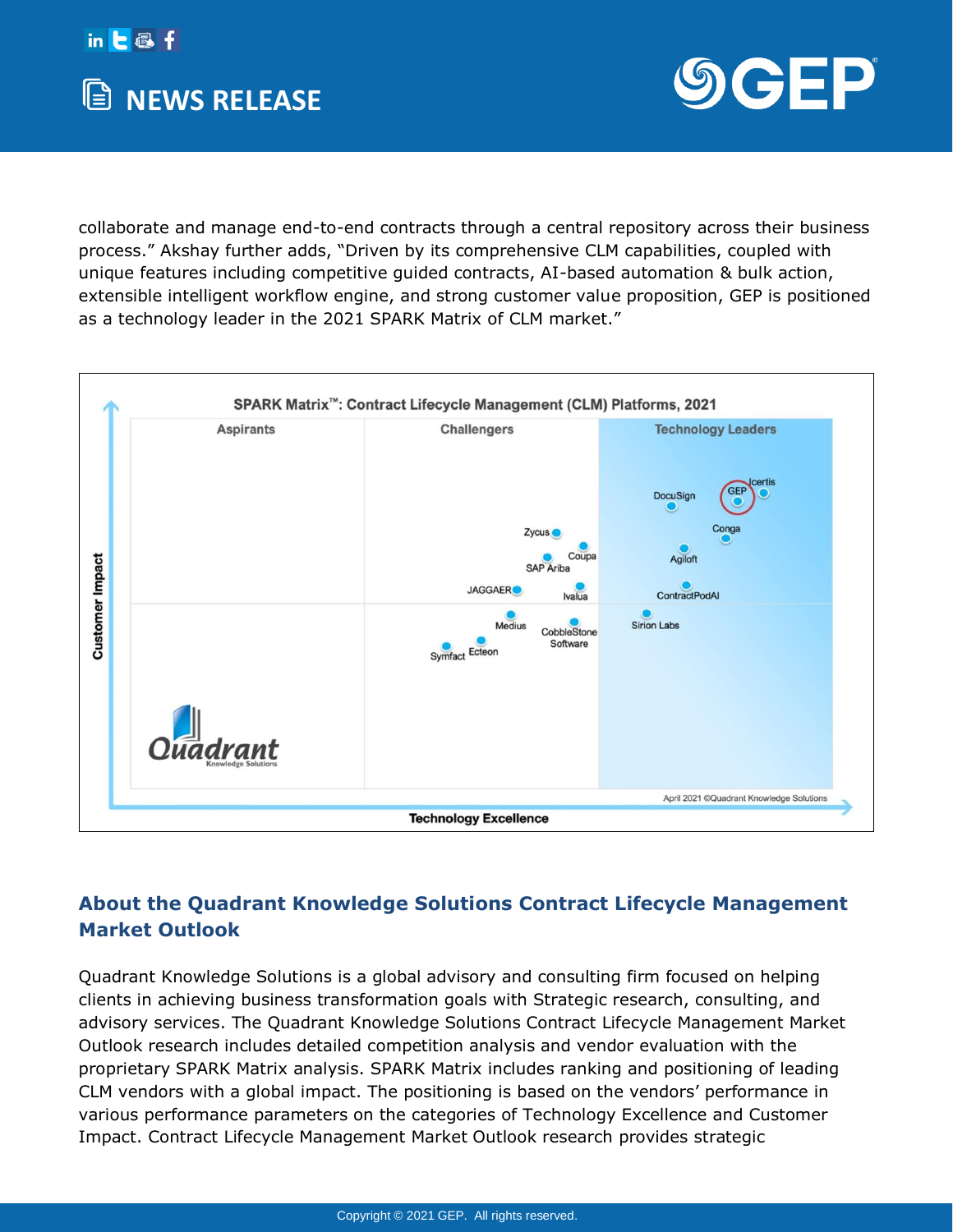collaborate and manage end-to-end contracts through a central repository across their business process." Akshay further adds, "Driven by its comprehensive CLM capabilities, coupled with unique features including competitive guided contracts, AI-based automation & bulk action, extensible intelligent workflow engine, and strong customer value proposition, GEP is positioned as a technology leader in the 2021 SPARK Matrix of CLM market."

## About the Quadrant Knowledge Solutions Contract Lifecycle Management Market Outlook

Quadrant Knowledge Solutions is a global advisory and consulting firm focused on helping clients in achieving business transformation goals with Strategic research, consulting, and advisory services. The Quadrant Knowledge Solutions Contract Lifecycle Management Market Outlook research includes detailed competition analysis and vendor evaluation with the proprietary SPARK Matrix analysis. SPARK Matrix includes ranking and positioning of leading CLM vendors with a global impact. The positioning is based on the vendors' performance in various performance parameters on the categories of Technology Excellence and Customer Impact. Contract Lifecycle Management Market Outlook research provides strategic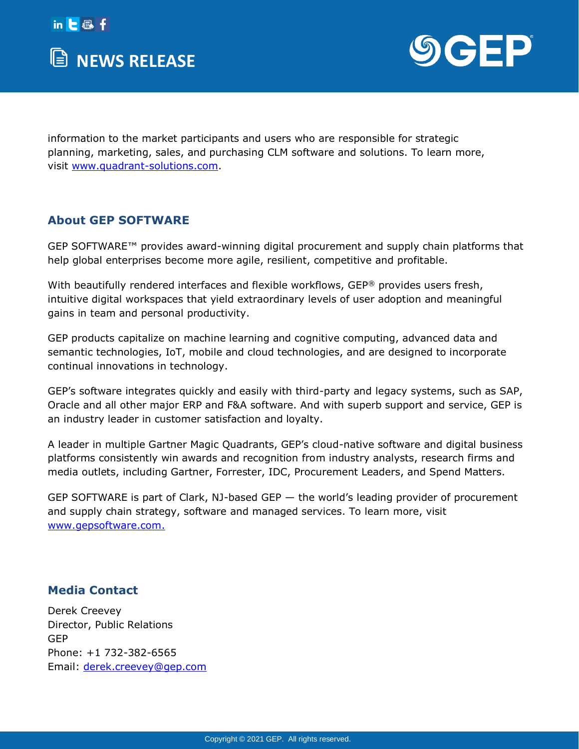information to the market participants and users who are responsible for strategic planning, marketing, sales, and purchasing CLM software and solutions. To learn more, visit [www.quadrant-solutions.com](http://www.quadrant-solutions.com).

## About GEP SOFTWARE

GEP SOFTWARE™ provides award-winning digital procurement and supply chain platforms that help global enterprises become more agile, resilient, competitive and profitable.

With beautifully rendered interfaces and flexible workflows, GEP® provides users fresh, intuitive digital workspaces that yield extraordinary levels of user adoption and meaningful gains in team and personal productivity.

GEP products capitalize on machine learning and cognitive computing, advanced data and semantic technologies, IoT, mobile and cloud technologies, and are designed to incorporate continual innovations in technology.

GEP's software integrates quickly and easily with third-party and legacy systems, such as SAP, Oracle and all other major ERP and F&A software. And with superb support and service, GEP is an industry leader in customer satisfaction and loyalty.

A leader in multiple Gartner Magic Quadrants, GEP's cloud-native software and digital business platforms consistently win awards and recognition from industry analysts, research firms and media outlets, including Gartner, Forrester, IDC, Procurement Leaders, and Spend Matters.

GEP SOFTWARE is part of Clark, NJ-based GEP — the world's leading provider of procurement and supply chain strategy, software and managed services. To learn more, visit [www.gepsoftware.com.](http://www.gepsoftware.com)

## Media Contact

Derek Creevey
Director, Public Relations
GEP
Phone: +1 732-382-6565
Email: [derek.creevey@gep.com](mailto:derek.creevey@gep.com)